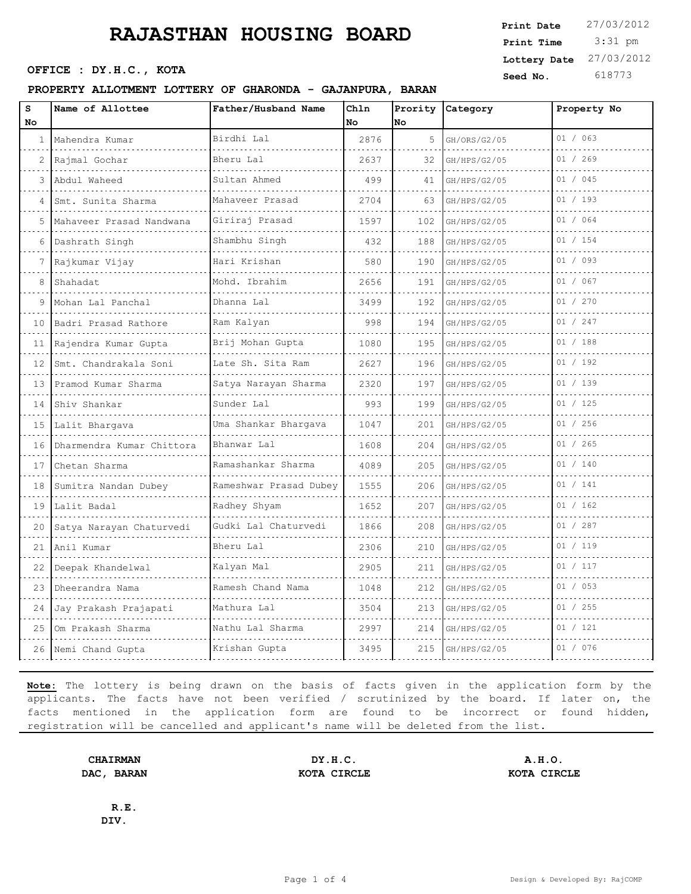# RAJASTHAN HOUSING BOARD

**Print Date** 27/03/2012
**Print Time** 3:31 pm
**Lottery Date** 27/03/2012
**Seed No.** 618773

**OFFICE : DY.H.C., KOTA**

**PROPERTY ALLOTMENT LOTTERY OF GHARONDA - GAJANPURA, BARAN**

| S No | Name of Allottee | Father/Husband Name | Chln No | Prority No | Category | Property No |
|---|---|---|---|---|---|---|
| 1 | Mahendra Kumar | Birdhi Lal | 2876 | 5 | GH/ORS/G2/05 | 01 / 063 |
| 2 | Rajmal Gochar | Bheru Lal | 2637 | 32 | GH/HPS/G2/05 | 01 / 269 |
| 3 | Abdul Waheed | Sultan Ahmed | 499 | 41 | GH/HPS/G2/05 | 01 / 045 |
| 4 | Smt. Sunita Sharma | Mahaveer Prasad | 2704 | 63 | GH/HPS/G2/05 | 01 / 193 |
| 5 | Mahaveer Prasad Nandwana | Giriraj Prasad | 1597 | 102 | GH/HPS/G2/05 | 01 / 064 |
| 6 | Dashrath Singh | Shambhu Singh | 432 | 188 | GH/HPS/G2/05 | 01 / 154 |
| 7 | Rajkumar Vijay | Hari Krishan | 580 | 190 | GH/HPS/G2/05 | 01 / 093 |
| 8 | Shahadat | Mohd. Ibrahim | 2656 | 191 | GH/HPS/G2/05 | 01 / 067 |
| 9 | Mohan Lal Panchal | Dhanna Lal | 3499 | 192 | GH/HPS/G2/05 | 01 / 270 |
| 10 | Badri Prasad Rathore | Ram Kalyan | 998 | 194 | GH/HPS/G2/05 | 01 / 247 |
| 11 | Rajendra Kumar Gupta | Brij Mohan Gupta | 1080 | 195 | GH/HPS/G2/05 | 01 / 188 |
| 12 | Smt. Chandrakala Soni | Late Sh. Sita Ram | 2627 | 196 | GH/HPS/G2/05 | 01 / 192 |
| 13 | Pramod Kumar Sharma | Satya Narayan Sharma | 2320 | 197 | GH/HPS/G2/05 | 01 / 139 |
| 14 | Shiv Shankar | Sunder Lal | 993 | 199 | GH/HPS/G2/05 | 01 / 125 |
| 15 | Lalit Bhargava | Uma Shankar Bhargava | 1047 | 201 | GH/HPS/G2/05 | 01 / 256 |
| 16 | Dharmendra Kumar Chittora | Bhanwar Lal | 1608 | 204 | GH/HPS/G2/05 | 01 / 265 |
| 17 | Chetan Sharma | Ramashankar Sharma | 4089 | 205 | GH/HPS/G2/05 | 01 / 140 |
| 18 | Sumitra Nandan Dubey | Rameshwar Prasad Dubey | 1555 | 206 | GH/HPS/G2/05 | 01 / 141 |
| 19 | Lalit Badal | Radhey Shyam | 1652 | 207 | GH/HPS/G2/05 | 01 / 162 |
| 20 | Satya Narayan Chaturvedi | Gudki Lal Chaturvedi | 1866 | 208 | GH/HPS/G2/05 | 01 / 287 |
| 21 | Anil Kumar | Bheru Lal | 2306 | 210 | GH/HPS/G2/05 | 01 / 119 |
| 22 | Deepak Khandelwal | Kalyan Mal | 2905 | 211 | GH/HPS/G2/05 | 01 / 117 |
| 23 | Dheerandra Nama | Ramesh Chand Nama | 1048 | 212 | GH/HPS/G2/05 | 01 / 053 |
| 24 | Jay Prakash Prajapati | Mathura Lal | 3504 | 213 | GH/HPS/G2/05 | 01 / 255 |
| 25 | Om Prakash Sharma | Nathu Lal Sharma | 2997 | 214 | GH/HPS/G2/05 | 01 / 121 |
| 26 | Nemi Chand Gupta | Krishan Gupta | 3495 | 215 | GH/HPS/G2/05 | 01 / 076 |

**Note:** The lottery is being drawn on the basis of facts given in the application form by the applicants. The facts have not been verified / scrutinized by the board. If later on, the facts mentioned in the application form are found to be incorrect or found hidden, registration will be cancelled and applicant's name will be deleted from the list.

**CHAIRMAN**
**DAC, BARAN**

**DY.H.C.**
**KOTA CIRCLE**

**A.H.O.**
**KOTA CIRCLE**

**R.E.**
**DIV.**

Design & Developed By: RajCOMP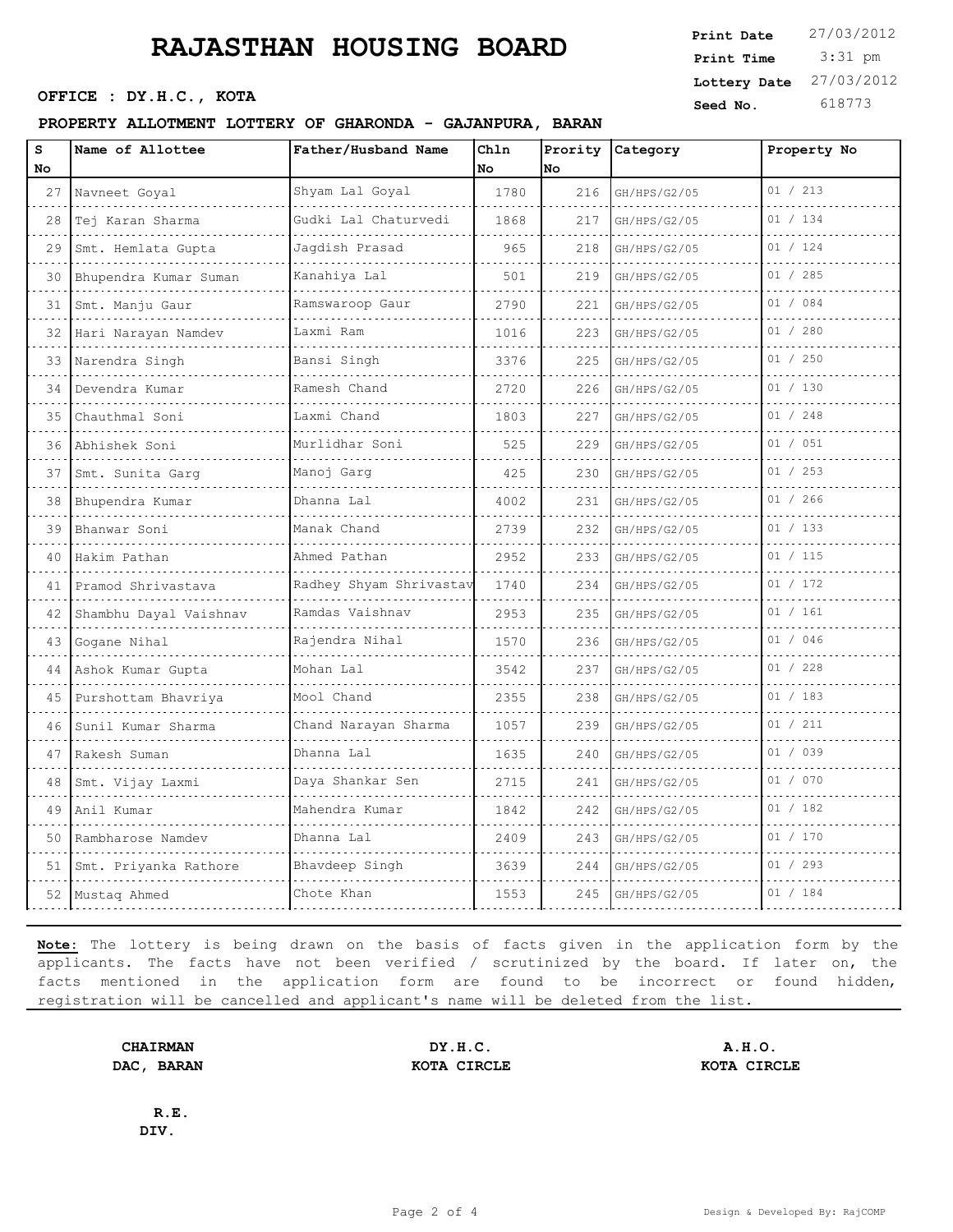# RAJASTHAN HOUSING BOARD

**OFFICE : DY.H.C., KOTA**

**PROPERTY ALLOTMENT LOTTERY OF GHARONDA - GAJANPURA, BARAN**

| **Print Date** | 27/03/2012 |
|---|---|
| **Print Time** | 3:31 pm |
| **Lottery Date** | 27/03/2012 |
| **Seed No.** | 618773 |

| S No | Name of Allottee | Father/Husband Name | Chln No | Prority No | Category | Property No |
|---|---|---|---|---|---|---|
| 27 | Navneet Goyal | Shyam Lal Goyal | 1780 | 216 | GH/HPS/G2/05 | 01 / 213 |
| 28 | Tej Karan Sharma | Gudki Lal Chaturvedi | 1868 | 217 | GH/HPS/G2/05 | 01 / 134 |
| 29 | Smt. Hemlata Gupta | Jagdish Prasad | 965 | 218 | GH/HPS/G2/05 | 01 / 124 |
| 30 | Bhupendra Kumar Suman | Kanahiya Lal | 501 | 219 | GH/HPS/G2/05 | 01 / 285 |
| 31 | Smt. Manju Gaur | Ramswaroop Gaur | 2790 | 221 | GH/HPS/G2/05 | 01 / 084 |
| 32 | Hari Narayan Namdev | Laxmi Ram | 1016 | 223 | GH/HPS/G2/05 | 01 / 280 |
| 33 | Narendra Singh | Bansi Singh | 3376 | 225 | GH/HPS/G2/05 | 01 / 250 |
| 34 | Devendra Kumar | Ramesh Chand | 2720 | 226 | GH/HPS/G2/05 | 01 / 130 |
| 35 | Chauthmal Soni | Laxmi Chand | 1803 | 227 | GH/HPS/G2/05 | 01 / 248 |
| 36 | Abhishek Soni | Murlidhar Soni | 525 | 229 | GH/HPS/G2/05 | 01 / 051 |
| 37 | Smt. Sunita Garg | Manoj Garg | 425 | 230 | GH/HPS/G2/05 | 01 / 253 |
| 38 | Bhupendra Kumar | Dhanna Lal | 4002 | 231 | GH/HPS/G2/05 | 01 / 266 |
| 39 | Bhanwar Soni | Manak Chand | 2739 | 232 | GH/HPS/G2/05 | 01 / 133 |
| 40 | Hakim Pathan | Ahmed Pathan | 2952 | 233 | GH/HPS/G2/05 | 01 / 115 |
| 41 | Pramod Shrivastava | Radhey Shyam Shrivastav | 1740 | 234 | GH/HPS/G2/05 | 01 / 172 |
| 42 | Shambhu Dayal Vaishnav | Ramdas Vaishnav | 2953 | 235 | GH/HPS/G2/05 | 01 / 161 |
| 43 | Gogane Nihal | Rajendra Nihal | 1570 | 236 | GH/HPS/G2/05 | 01 / 046 |
| 44 | Ashok Kumar Gupta | Mohan Lal | 3542 | 237 | GH/HPS/G2/05 | 01 / 228 |
| 45 | Purshottam Bhavriya | Mool Chand | 2355 | 238 | GH/HPS/G2/05 | 01 / 183 |
| 46 | Sunil Kumar Sharma | Chand Narayan Sharma | 1057 | 239 | GH/HPS/G2/05 | 01 / 211 |
| 47 | Rakesh Suman | Dhanna Lal | 1635 | 240 | GH/HPS/G2/05 | 01 / 039 |
| 48 | Smt. Vijay Laxmi | Daya Shankar Sen | 2715 | 241 | GH/HPS/G2/05 | 01 / 070 |
| 49 | Anil Kumar | Mahendra Kumar | 1842 | 242 | GH/HPS/G2/05 | 01 / 182 |
| 50 | Rambharose Namdev | Dhanna Lal | 2409 | 243 | GH/HPS/G2/05 | 01 / 170 |
| 51 | Smt. Priyanka Rathore | Bhavdeep Singh | 3639 | 244 | GH/HPS/G2/05 | 01 / 293 |
| 52 | Mustaq Ahmed | Chote Khan | 1553 | 245 | GH/HPS/G2/05 | 01 / 184 |

**Note:** The lottery is being drawn on the basis of facts given in the application form by the applicants. The facts have not been verified / scrutinized by the board. If later on, the facts mentioned in the application form are found to be incorrect or found hidden, registration will be cancelled and applicant's name will be deleted from the list.

**CHAIRMAN**
**DAC, BARAN**

**DY.H.C.**
**KOTA CIRCLE**

**A.H.O.**
**KOTA CIRCLE**

**R.E.**
**DIV.**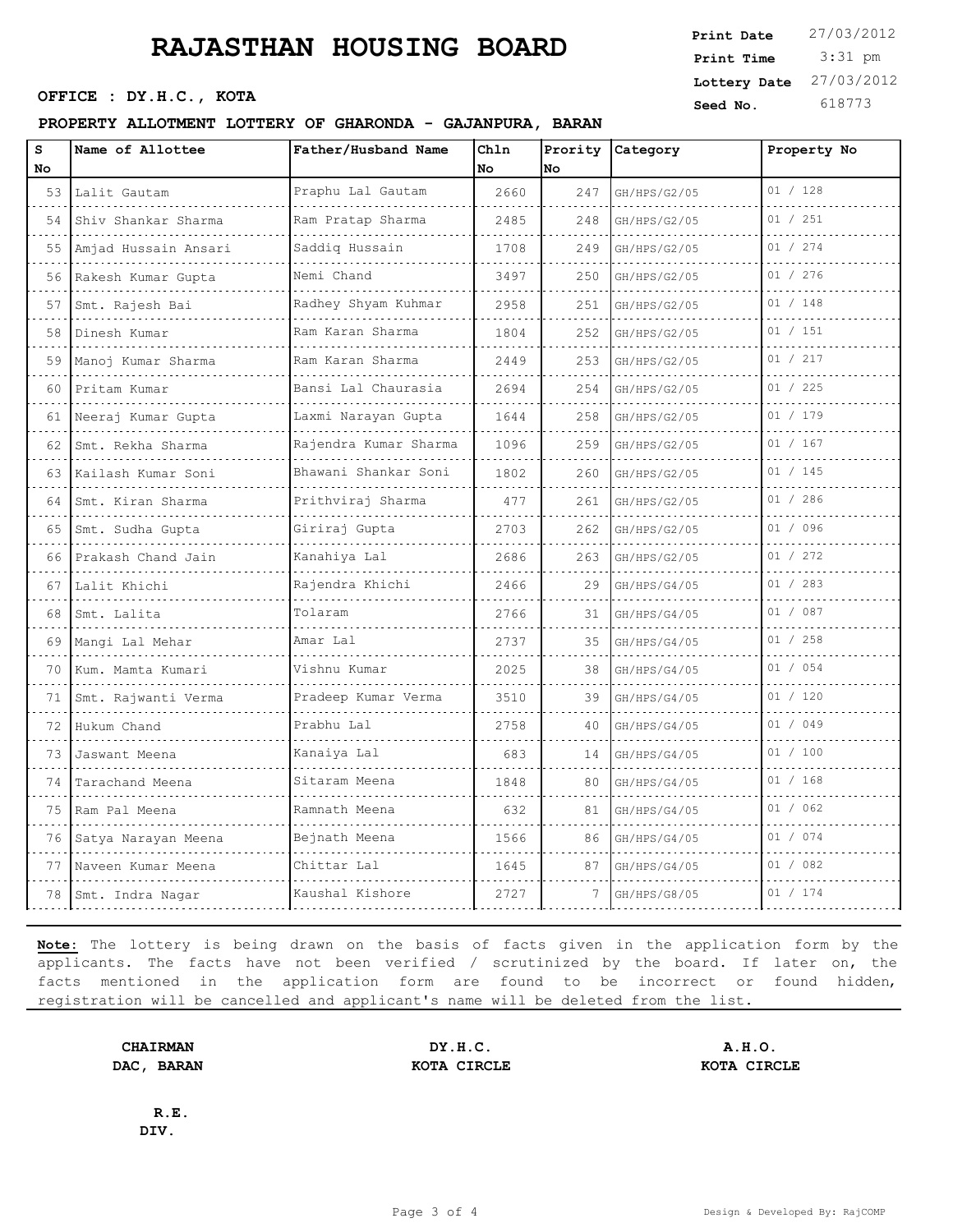# RAJASTHAN HOUSING BOARD

**Print Date** 27/03/2012
**Print Time** 3:31 pm
**Lottery Date** 27/03/2012
**Seed No.** 618773

**OFFICE : DY.H.C., KOTA**

**PROPERTY ALLOTMENT LOTTERY OF GHARONDA - GAJANPURA, BARAN**

| S No | Name of Allottee | Father/Husband Name | Chln No | Prority No | Category | Property No |
|---|---|---|---|---|---|---|
| 53 | Lalit Gautam | Praphu Lal Gautam | 2660 | 247 | GH/HPS/G2/05 | 01 / 128 |
| 54 | Shiv Shankar Sharma | Ram Pratap Sharma | 2485 | 248 | GH/HPS/G2/05 | 01 / 251 |
| 55 | Amjad Hussain Ansari | Saddiq Hussain | 1708 | 249 | GH/HPS/G2/05 | 01 / 274 |
| 56 | Rakesh Kumar Gupta | Nemi Chand | 3497 | 250 | GH/HPS/G2/05 | 01 / 276 |
| 57 | Smt. Rajesh Bai | Radhey Shyam Kuhmar | 2958 | 251 | GH/HPS/G2/05 | 01 / 148 |
| 58 | Dinesh Kumar | Ram Karan Sharma | 1804 | 252 | GH/HPS/G2/05 | 01 / 151 |
| 59 | Manoj Kumar Sharma | Ram Karan Sharma | 2449 | 253 | GH/HPS/G2/05 | 01 / 217 |
| 60 | Pritam Kumar | Bansi Lal Chaurasia | 2694 | 254 | GH/HPS/G2/05 | 01 / 225 |
| 61 | Neeraj Kumar Gupta | Laxmi Narayan Gupta | 1644 | 258 | GH/HPS/G2/05 | 01 / 179 |
| 62 | Smt. Rekha Sharma | Rajendra Kumar Sharma | 1096 | 259 | GH/HPS/G2/05 | 01 / 167 |
| 63 | Kailash Kumar Soni | Bhawani Shankar Soni | 1802 | 260 | GH/HPS/G2/05 | 01 / 145 |
| 64 | Smt. Kiran Sharma | Prithviraj Sharma | 477 | 261 | GH/HPS/G2/05 | 01 / 286 |
| 65 | Smt. Sudha Gupta | Giriraj Gupta | 2703 | 262 | GH/HPS/G2/05 | 01 / 096 |
| 66 | Prakash Chand Jain | Kanahiya Lal | 2686 | 263 | GH/HPS/G2/05 | 01 / 272 |
| 67 | Lalit Khichi | Rajendra Khichi | 2466 | 29 | GH/HPS/G4/05 | 01 / 283 |
| 68 | Smt. Lalita | Tolaram | 2766 | 31 | GH/HPS/G4/05 | 01 / 087 |
| 69 | Mangi Lal Mehar | Amar Lal | 2737 | 35 | GH/HPS/G4/05 | 01 / 258 |
| 70 | Kum. Mamta Kumari | Vishnu Kumar | 2025 | 38 | GH/HPS/G4/05 | 01 / 054 |
| 71 | Smt. Rajwanti Verma | Pradeep Kumar Verma | 3510 | 39 | GH/HPS/G4/05 | 01 / 120 |
| 72 | Hukum Chand | Prabhu Lal | 2758 | 40 | GH/HPS/G4/05 | 01 / 049 |
| 73 | Jaswant Meena | Kanaiya Lal | 683 | 14 | GH/HPS/G4/05 | 01 / 100 |
| 74 | Tarachand Meena | Sitaram Meena | 1848 | 80 | GH/HPS/G4/05 | 01 / 168 |
| 75 | Ram Pal Meena | Ramnath Meena | 632 | 81 | GH/HPS/G4/05 | 01 / 062 |
| 76 | Satya Narayan Meena | Bejnath Meena | 1566 | 86 | GH/HPS/G4/05 | 01 / 074 |
| 77 | Naveen Kumar Meena | Chittar Lal | 1645 | 87 | GH/HPS/G4/05 | 01 / 082 |
| 78 | Smt. Indra Nagar | Kaushal Kishore | 2727 | 7 | GH/HPS/G8/05 | 01 / 174 |

**Note:** The lottery is being drawn on the basis of facts given in the application form by the applicants. The facts have not been verified / scrutinized by the board. If later on, the facts mentioned in the application form are found to be incorrect or found hidden, registration will be cancelled and applicant's name will be deleted from the list.

**CHAIRMAN**
**DAC, BARAN**

**DY.H.C.**
**KOTA CIRCLE**

**A.H.O.**
**KOTA CIRCLE**

**R.E.**
**DIV.**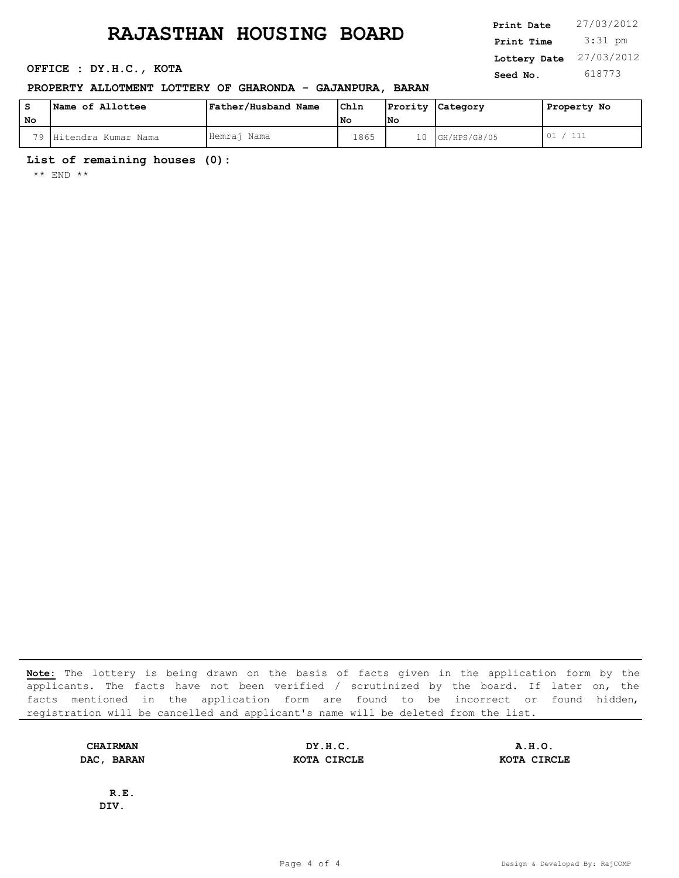# RAJASTHAN HOUSING BOARD

**Print Date** 27/03/2012
**Print Time** 3:31 pm
**Lottery Date** 27/03/2012
**Seed No.** 618773

**OFFICE : DY.H.C., KOTA**

**PROPERTY ALLOTMENT LOTTERY OF GHARONDA - GAJANPURA, BARAN**

| S No | Name of Allottee | Father/Husband Name | Chln No | Prority No | Category | Property No |
|---|---|---|---|---|---|---|
| 79 | Hitendra Kumar Nama | Hemraj Nama | 1865 | 10 | GH/HPS/G8/05 | 01 / 111 |

**List of remaining houses (0):**

** END **

**Note:** The lottery is being drawn on the basis of facts given in the application form by the applicants. The facts have not been verified / scrutinized by the board. If later on, the facts mentioned in the application form are found to be incorrect or found hidden, registration will be cancelled and applicant's name will be deleted from the list.

**CHAIRMAN**
**DAC, BARAN**

**DY.H.C.**
**KOTA CIRCLE**

**A.H.O.**
**KOTA CIRCLE**

**R.E.**
**DIV.**

Design & Developed By: RajCOMP